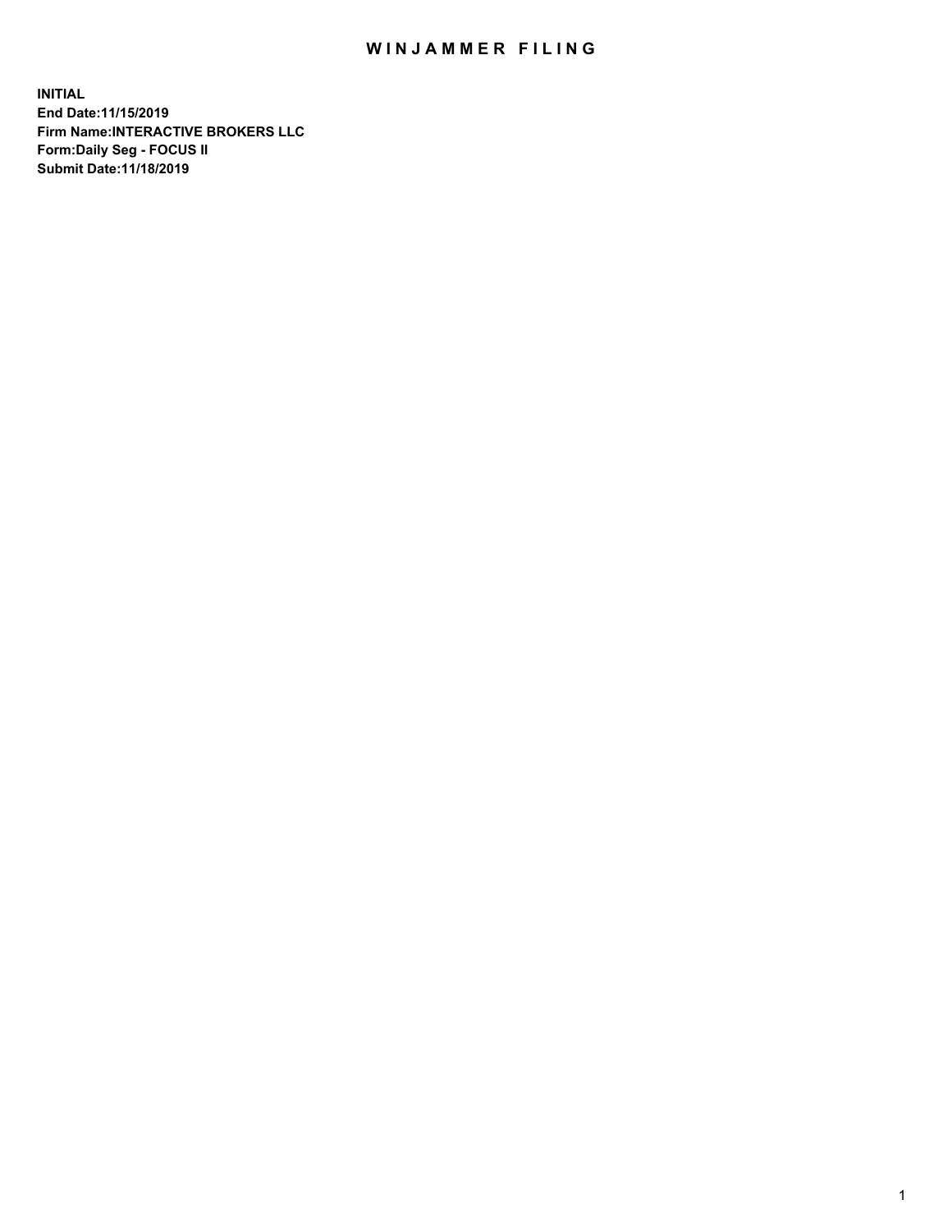# WINJAMMER FILING

**INITIAL**
**End Date:11/15/2019**
**Firm Name:INTERACTIVE BROKERS LLC**
**Form:Daily Seg - FOCUS II**
**Submit Date:11/18/2019**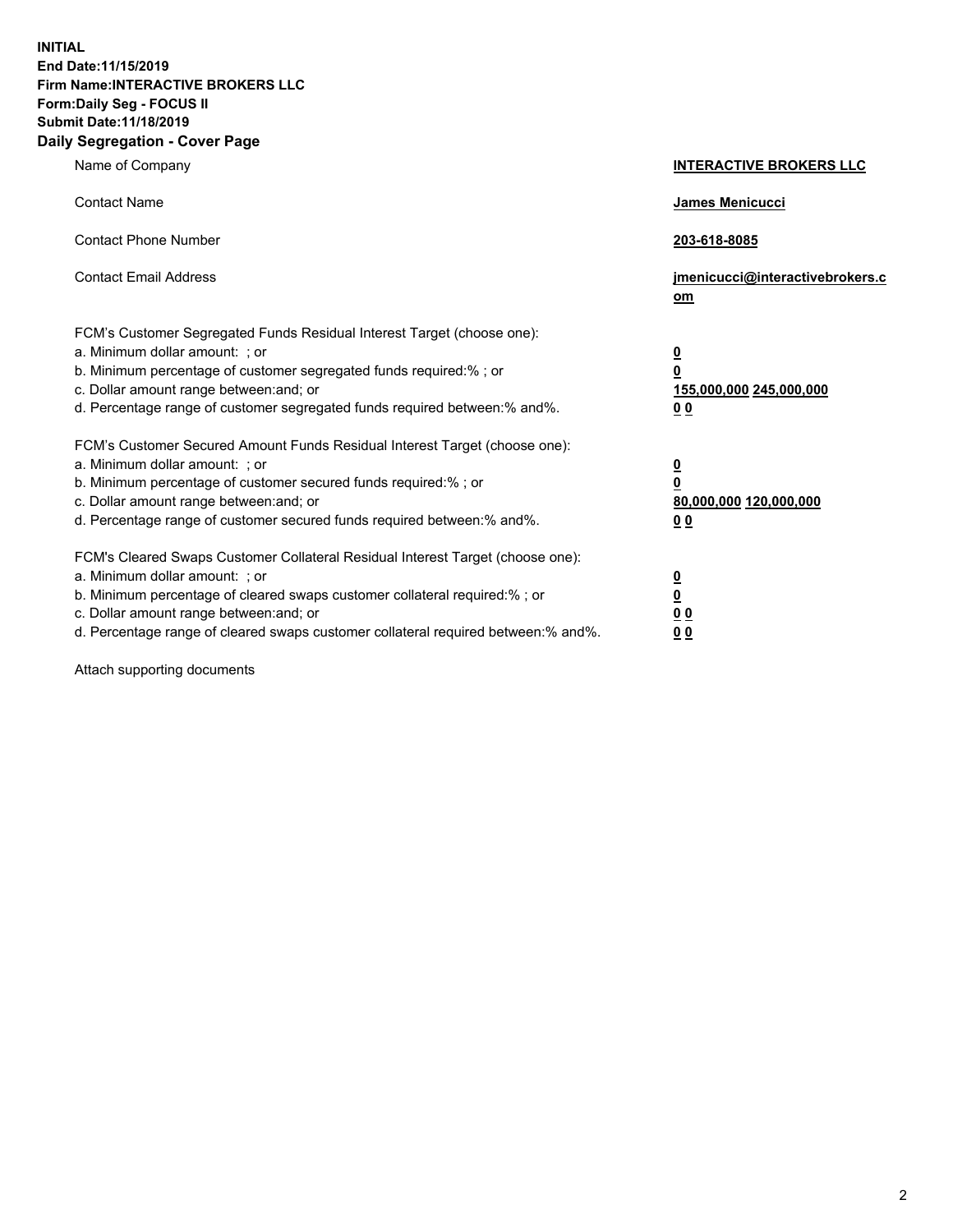**INITIAL**
**End Date:11/15/2019**
**Firm Name:INTERACTIVE BROKERS LLC**
**Form:Daily Seg - FOCUS II**
**Submit Date:11/18/2019**
**Daily Segregation - Cover Page**

| | |
|---|---|
| Name of Company | **INTERACTIVE BROKERS LLC** |
| Contact Name | **James Menicucci** |
| Contact Phone Number | **203-618-8085** |
| Contact Email Address | **jmenicucci@interactivebrokers.com** |

FCM's Customer Segregated Funds Residual Interest Target (choose one):

| | |
|---|---|
| a. Minimum dollar amount: ; or | **0** |
| b. Minimum percentage of customer segregated funds required:% ; or | **0** |
| c. Dollar amount range between:and; or | **155,000,000 245,000,000** |
| d. Percentage range of customer segregated funds required between:% and%. | **0 0** |

FCM's Customer Secured Amount Funds Residual Interest Target (choose one):

| | |
|---|---|
| a. Minimum dollar amount: ; or | **0** |
| b. Minimum percentage of customer secured funds required:% ; or | **0** |
| c. Dollar amount range between:and; or | **80,000,000 120,000,000** |
| d. Percentage range of customer secured funds required between:% and%. | **0 0** |

FCM's Cleared Swaps Customer Collateral Residual Interest Target (choose one):

| | |
|---|---|
| a. Minimum dollar amount: ; or | **0** |
| b. Minimum percentage of cleared swaps customer collateral required:% ; or | **0** |
| c. Dollar amount range between:and; or | **0 0** |
| d. Percentage range of cleared swaps customer collateral required between:% and%. | **0 0** |

Attach supporting documents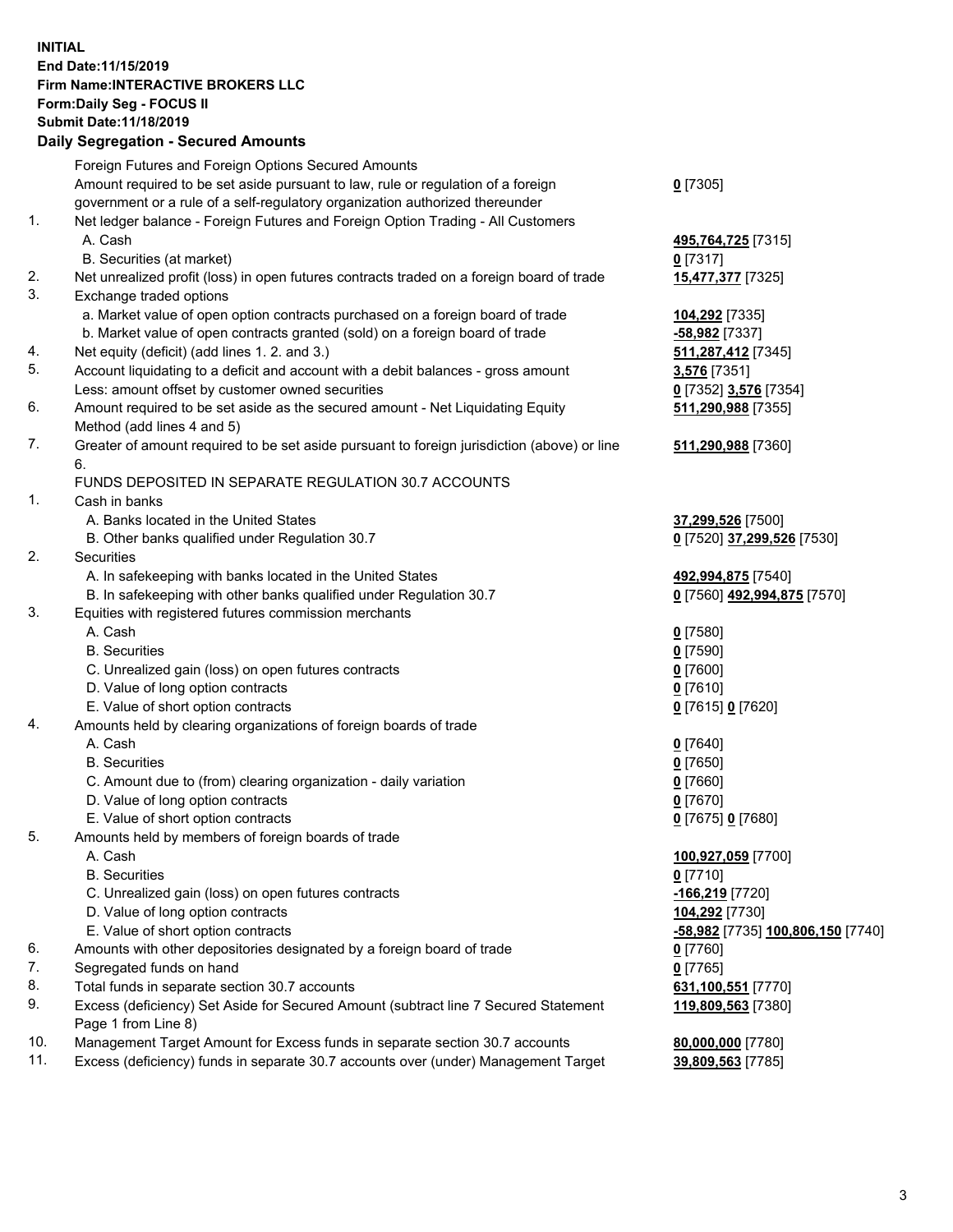**INITIAL**
**End Date:11/15/2019**
**Firm Name:INTERACTIVE BROKERS LLC**
**Form:Daily Seg - FOCUS II**
**Submit Date:11/18/2019**

**Daily Segregation - Secured Amounts**

| | | |
|---|---|---|
| | Foreign Futures and Foreign Options Secured Amounts | |
| | Amount required to be set aside pursuant to law, rule or regulation of a foreign government or a rule of a self-regulatory organization authorized thereunder | **0** [7305] |
| 1. | Net ledger balance - Foreign Futures and Foreign Option Trading - All Customers | |
| | A. Cash | **495,764,725** [7315] |
| | B. Securities (at market) | **0** [7317] |
| 2. | Net unrealized profit (loss) in open futures contracts traded on a foreign board of trade | **15,477,377** [7325] |
| 3. | Exchange traded options | |
| | a. Market value of open option contracts purchased on a foreign board of trade | **104,292** [7335] |
| | b. Market value of open contracts granted (sold) on a foreign board of trade | **-58,982** [7337] |
| 4. | Net equity (deficit) (add lines 1. 2. and 3.) | **511,287,412** [7345] |
| 5. | Account liquidating to a deficit and account with a debit balances - gross amount | **3,576** [7351] |
| | Less: amount offset by customer owned securities | **0** [7352] **3,576** [7354] |
| 6. | Amount required to be set aside as the secured amount - Net Liquidating Equity Method (add lines 4 and 5) | **511,290,988** [7355] |
| 7. | Greater of amount required to be set aside pursuant to foreign jurisdiction (above) or line 6. | **511,290,988** [7360] |
| | FUNDS DEPOSITED IN SEPARATE REGULATION 30.7 ACCOUNTS | |
| 1. | Cash in banks | |
| | A. Banks located in the United States | **37,299,526** [7500] |
| | B. Other banks qualified under Regulation 30.7 | **0** [7520] **37,299,526** [7530] |
| 2. | Securities | |
| | A. In safekeeping with banks located in the United States | **492,994,875** [7540] |
| | B. In safekeeping with other banks qualified under Regulation 30.7 | **0** [7560] **492,994,875** [7570] |
| 3. | Equities with registered futures commission merchants | |
| | A. Cash | **0** [7580] |
| | B. Securities | **0** [7590] |
| | C. Unrealized gain (loss) on open futures contracts | **0** [7600] |
| | D. Value of long option contracts | **0** [7610] |
| | E. Value of short option contracts | **0** [7615] **0** [7620] |
| 4. | Amounts held by clearing organizations of foreign boards of trade | |
| | A. Cash | **0** [7640] |
| | B. Securities | **0** [7650] |
| | C. Amount due to (from) clearing organization - daily variation | **0** [7660] |
| | D. Value of long option contracts | **0** [7670] |
| | E. Value of short option contracts | **0** [7675] **0** [7680] |
| 5. | Amounts held by members of foreign boards of trade | |
| | A. Cash | **100,927,059** [7700] |
| | B. Securities | **0** [7710] |
| | C. Unrealized gain (loss) on open futures contracts | **-166,219** [7720] |
| | D. Value of long option contracts | **104,292** [7730] |
| | E. Value of short option contracts | **-58,982** [7735] **100,806,150** [7740] |
| 6. | Amounts with other depositories designated by a foreign board of trade | **0** [7760] |
| 7. | Segregated funds on hand | **0** [7765] |
| 8. | Total funds in separate section 30.7 accounts | **631,100,551** [7770] |
| 9. | Excess (deficiency) Set Aside for Secured Amount (subtract line 7 Secured Statement Page 1 from Line 8) | **119,809,563** [7380] |
| 10. | Management Target Amount for Excess funds in separate section 30.7 accounts | **80,000,000** [7780] |
| 11. | Excess (deficiency) funds in separate 30.7 accounts over (under) Management Target | **39,809,563** [7785] |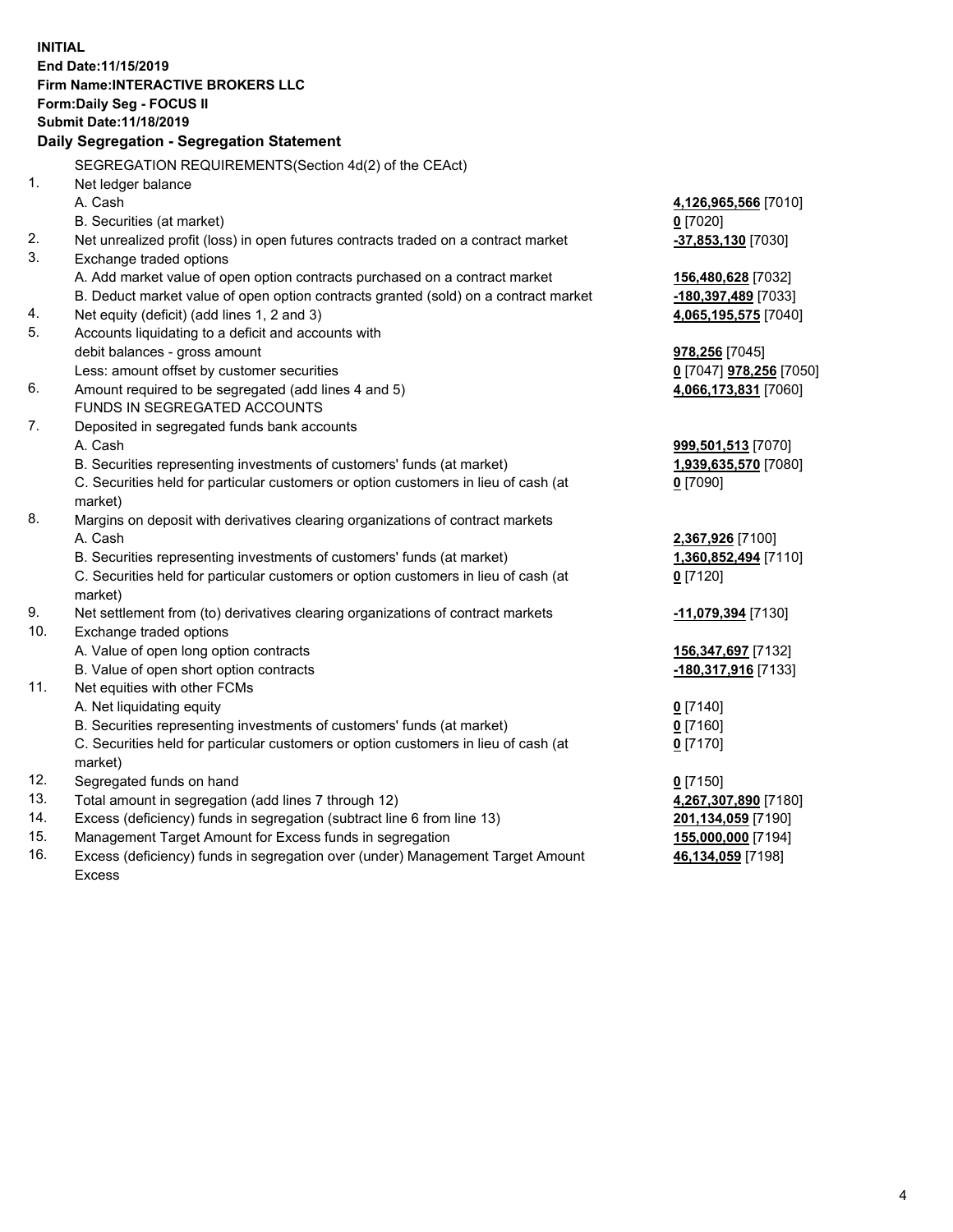**INITIAL**
**End Date:11/15/2019**
**Firm Name:INTERACTIVE BROKERS LLC**
**Form:Daily Seg - FOCUS II**
**Submit Date:11/18/2019**

### Daily Segregation - Segregation Statement

SEGREGATION REQUIREMENTS(Section 4d(2) of the CEAct)

| | | |
|---|---|---|
| 1. | Net ledger balance | |
| | A. Cash | **4,126,965,566** [7010] |
| | B. Securities (at market) | **0** [7020] |
| 2. | Net unrealized profit (loss) in open futures contracts traded on a contract market | **-37,853,130** [7030] |
| 3. | Exchange traded options | |
| | A. Add market value of open option contracts purchased on a contract market | **156,480,628** [7032] |
| | B. Deduct market value of open option contracts granted (sold) on a contract market | **-180,397,489** [7033] |
| 4. | Net equity (deficit) (add lines 1, 2 and 3) | **4,065,195,575** [7040] |
| 5. | Accounts liquidating to a deficit and accounts with | |
| | debit balances - gross amount | **978,256** [7045] |
| | Less: amount offset by customer securities | **0** [7047] **978,256** [7050] |
| 6. | Amount required to be segregated (add lines 4 and 5) | **4,066,173,831** [7060] |
| | FUNDS IN SEGREGATED ACCOUNTS | |
| 7. | Deposited in segregated funds bank accounts | |
| | A. Cash | **999,501,513** [7070] |
| | B. Securities representing investments of customers' funds (at market) | **1,939,635,570** [7080] |
| | C. Securities held for particular customers or option customers in lieu of cash (at market) | **0** [7090] |
| 8. | Margins on deposit with derivatives clearing organizations of contract markets | |
| | A. Cash | **2,367,926** [7100] |
| | B. Securities representing investments of customers' funds (at market) | **1,360,852,494** [7110] |
| | C. Securities held for particular customers or option customers in lieu of cash (at market) | **0** [7120] |
| 9. | Net settlement from (to) derivatives clearing organizations of contract markets | **-11,079,394** [7130] |
| 10. | Exchange traded options | |
| | A. Value of open long option contracts | **156,347,697** [7132] |
| | B. Value of open short option contracts | **-180,317,916** [7133] |
| 11. | Net equities with other FCMs | |
| | A. Net liquidating equity | **0** [7140] |
| | B. Securities representing investments of customers' funds (at market) | **0** [7160] |
| | C. Securities held for particular customers or option customers in lieu of cash (at market) | **0** [7170] |
| 12. | Segregated funds on hand | **0** [7150] |
| 13. | Total amount in segregation (add lines 7 through 12) | **4,267,307,890** [7180] |
| 14. | Excess (deficiency) funds in segregation (subtract line 6 from line 13) | **201,134,059** [7190] |
| 15. | Management Target Amount for Excess funds in segregation | **155,000,000** [7194] |
| 16. | Excess (deficiency) funds in segregation over (under) Management Target Amount Excess | **46,134,059** [7198] |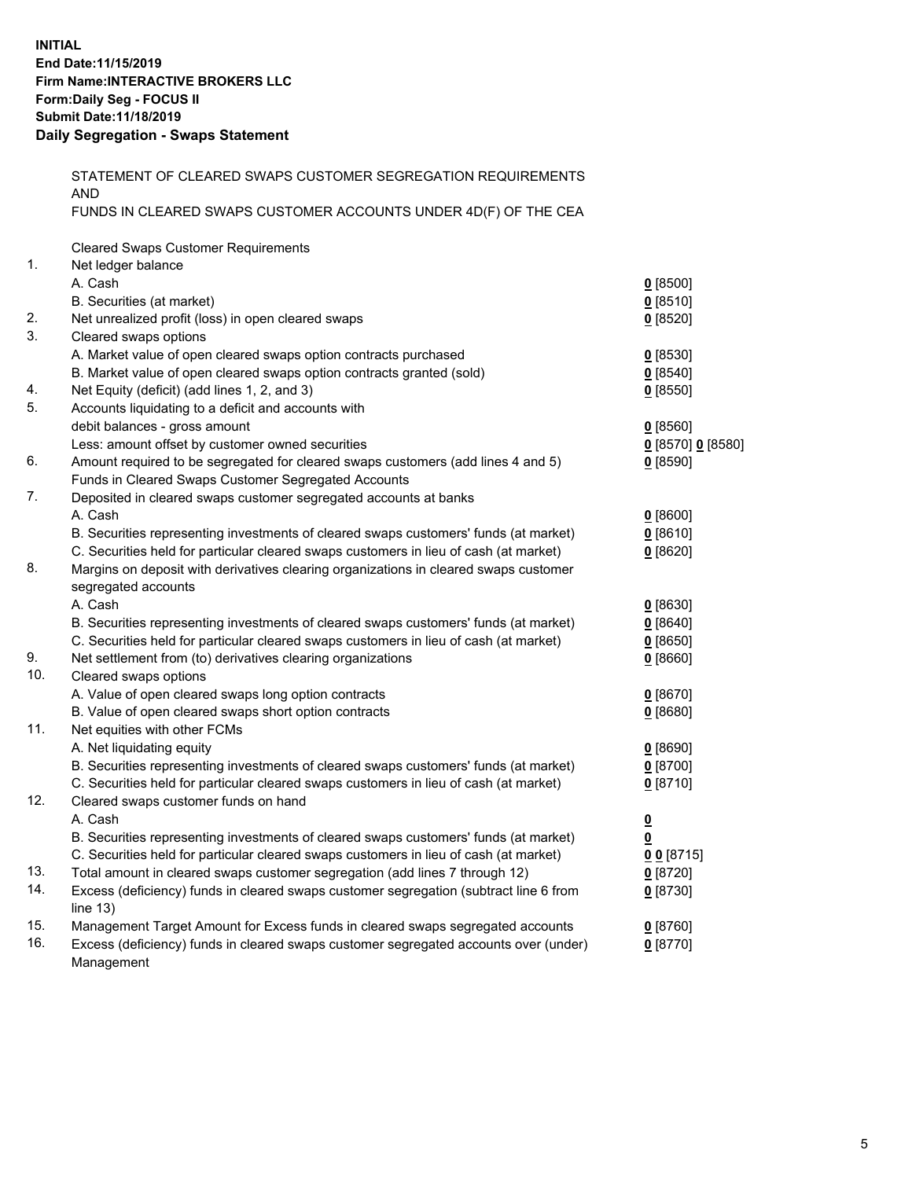**INITIAL**
**End Date:11/15/2019**
**Firm Name:INTERACTIVE BROKERS LLC**
**Form:Daily Seg - FOCUS II**
**Submit Date:11/18/2019**
**Daily Segregation - Swaps Statement**

STATEMENT OF CLEARED SWAPS CUSTOMER SEGREGATION REQUIREMENTS AND FUNDS IN CLEARED SWAPS CUSTOMER ACCOUNTS UNDER 4D(F) OF THE CEA

| | | |
|---|---|---|
| | Cleared Swaps Customer Requirements | |
| 1. | Net ledger balance | |
| | A. Cash | 0 [8500] |
| | B. Securities (at market) | 0 [8510] |
| 2. | Net unrealized profit (loss) in open cleared swaps | 0 [8520] |
| 3. | Cleared swaps options | |
| | A. Market value of open cleared swaps option contracts purchased | 0 [8530] |
| | B. Market value of open cleared swaps option contracts granted (sold) | 0 [8540] |
| 4. | Net Equity (deficit) (add lines 1, 2, and 3) | 0 [8550] |
| 5. | Accounts liquidating to a deficit and accounts with debit balances - gross amount | 0 [8560] |
| | Less: amount offset by customer owned securities | 0 [8570] 0 [8580] |
| 6. | Amount required to be segregated for cleared swaps customers (add lines 4 and 5) | 0 [8590] |
| | Funds in Cleared Swaps Customer Segregated Accounts | |
| 7. | Deposited in cleared swaps customer segregated accounts at banks | |
| | A. Cash | 0 [8600] |
| | B. Securities representing investments of cleared swaps customers' funds (at market) | 0 [8610] |
| | C. Securities held for particular cleared swaps customers in lieu of cash (at market) | 0 [8620] |
| 8. | Margins on deposit with derivatives clearing organizations in cleared swaps customer segregated accounts | |
| | A. Cash | 0 [8630] |
| | B. Securities representing investments of cleared swaps customers' funds (at market) | 0 [8640] |
| | C. Securities held for particular cleared swaps customers in lieu of cash (at market) | 0 [8650] |
| 9. | Net settlement from (to) derivatives clearing organizations | 0 [8660] |
| 10. | Cleared swaps options | |
| | A. Value of open cleared swaps long option contracts | 0 [8670] |
| | B. Value of open cleared swaps short option contracts | 0 [8680] |
| 11. | Net equities with other FCMs | |
| | A. Net liquidating equity | 0 [8690] |
| | B. Securities representing investments of cleared swaps customers' funds (at market) | 0 [8700] |
| | C. Securities held for particular cleared swaps customers in lieu of cash (at market) | 0 [8710] |
| 12. | Cleared swaps customer funds on hand | |
| | A. Cash | 0 |
| | B. Securities representing investments of cleared swaps customers' funds (at market) | 0 |
| | C. Securities held for particular cleared swaps customers in lieu of cash (at market) | 0 0 [8715] |
| 13. | Total amount in cleared swaps customer segregation (add lines 7 through 12) | 0 [8720] |
| 14. | Excess (deficiency) funds in cleared swaps customer segregation (subtract line 6 from line 13) | 0 [8730] |
| 15. | Management Target Amount for Excess funds in cleared swaps segregated accounts | 0 [8760] |
| 16. | Excess (deficiency) funds in cleared swaps customer segregated accounts over (under) Management | 0 [8770] |